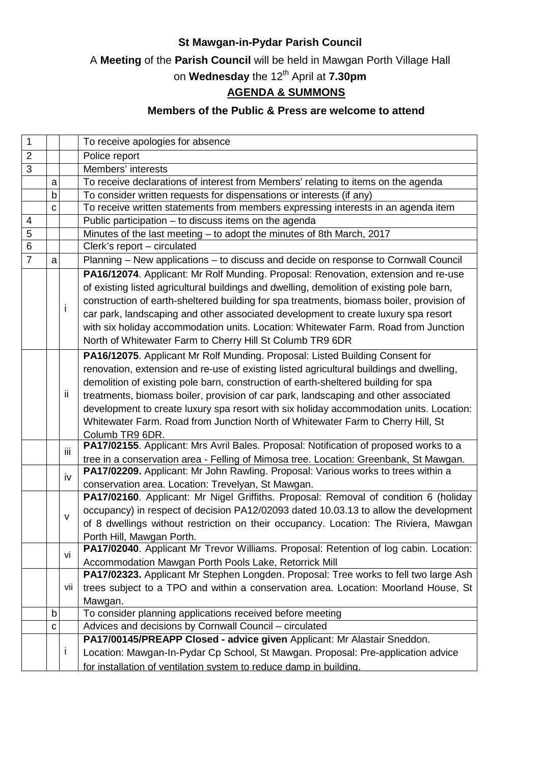**St Mawgan-in-Pydar Parish Council**

A **Meeting** of the **Parish Council** will be held in Mawgan Porth Village Hall

on **Wednesday** the 12th April at **7.30pm**

**AGENDA & SUMMONS**

**Members of the Public & Press are welcome to attend**

| | | | |
|---|---|---|---|
| 1 | | | To receive apologies for absence |
| 2 | | | Police report |
| 3 | | | Members' interests |
| | a | | To receive declarations of interest from Members' relating to items on the agenda |
| | b | | To consider written requests for dispensations or interests (if any) |
| | c | | To receive written statements from members expressing interests in an agenda item |
| 4 | | | Public participation – to discuss items on the agenda |
| 5 | | | Minutes of the last meeting – to adopt the minutes of 8th March, 2017 |
| 6 | | | Clerk's report – circulated |
| 7 | a | | Planning – New applications – to discuss and decide on response to Cornwall Council |
| | | i | **PA16/12074**. Applicant: Mr Rolf Munding. Proposal: Renovation, extension and re-use of existing listed agricultural buildings and dwelling, demolition of existing pole barn, construction of earth-sheltered building for spa treatments, biomass boiler, provision of car park, landscaping and other associated development to create luxury spa resort with six holiday accommodation units. Location: Whitewater Farm. Road from Junction North of Whitewater Farm to Cherry Hill St Columb TR9 6DR |
| | | ii | **PA16/12075**. Applicant Mr Rolf Munding. Proposal: Listed Building Consent for renovation, extension and re-use of existing listed agricultural buildings and dwelling, demolition of existing pole barn, construction of earth-sheltered building for spa treatments, biomass boiler, provision of car park, landscaping and other associated development to create luxury spa resort with six holiday accommodation units. Location: Whitewater Farm. Road from Junction North of Whitewater Farm to Cherry Hill, St Columb TR9 6DR. |
| | | iii | **PA17/02155**. Applicant: Mrs Avril Bales. Proposal: Notification of proposed works to a tree in a conservation area - Felling of Mimosa tree. Location: Greenbank, St Mawgan. |
| | | iv | **PA17/02209.** Applicant: Mr John Rawling. Proposal: Various works to trees within a conservation area. Location: Trevelyan, St Mawgan. |
| | | v | **PA17/02160**. Applicant: Mr Nigel Griffiths. Proposal: Removal of condition 6 (holiday occupancy) in respect of decision PA12/02093 dated 10.03.13 to allow the development of 8 dwellings without restriction on their occupancy. Location: The Riviera, Mawgan Porth Hill, Mawgan Porth. |
| | | vi | **PA17/02040**. Applicant Mr Trevor Williams. Proposal: Retention of log cabin. Location: Accommodation Mawgan Porth Pools Lake, Retorrick Mill |
| | | vii | **PA17/02323.** Applicant Mr Stephen Longden. Proposal: Tree works to fell two large Ash trees subject to a TPO and within a conservation area. Location: Moorland House, St Mawgan. |
| | b | | To consider planning applications received before meeting |
| | c | | Advices and decisions by Cornwall Council – circulated |
| | | i | **PA17/00145/PREAPP Closed - advice given** Applicant: Mr Alastair Sneddon. Location: Mawgan-In-Pydar Cp School, St Mawgan. Proposal: Pre-application advice for installation of ventilation system to reduce damp in building. |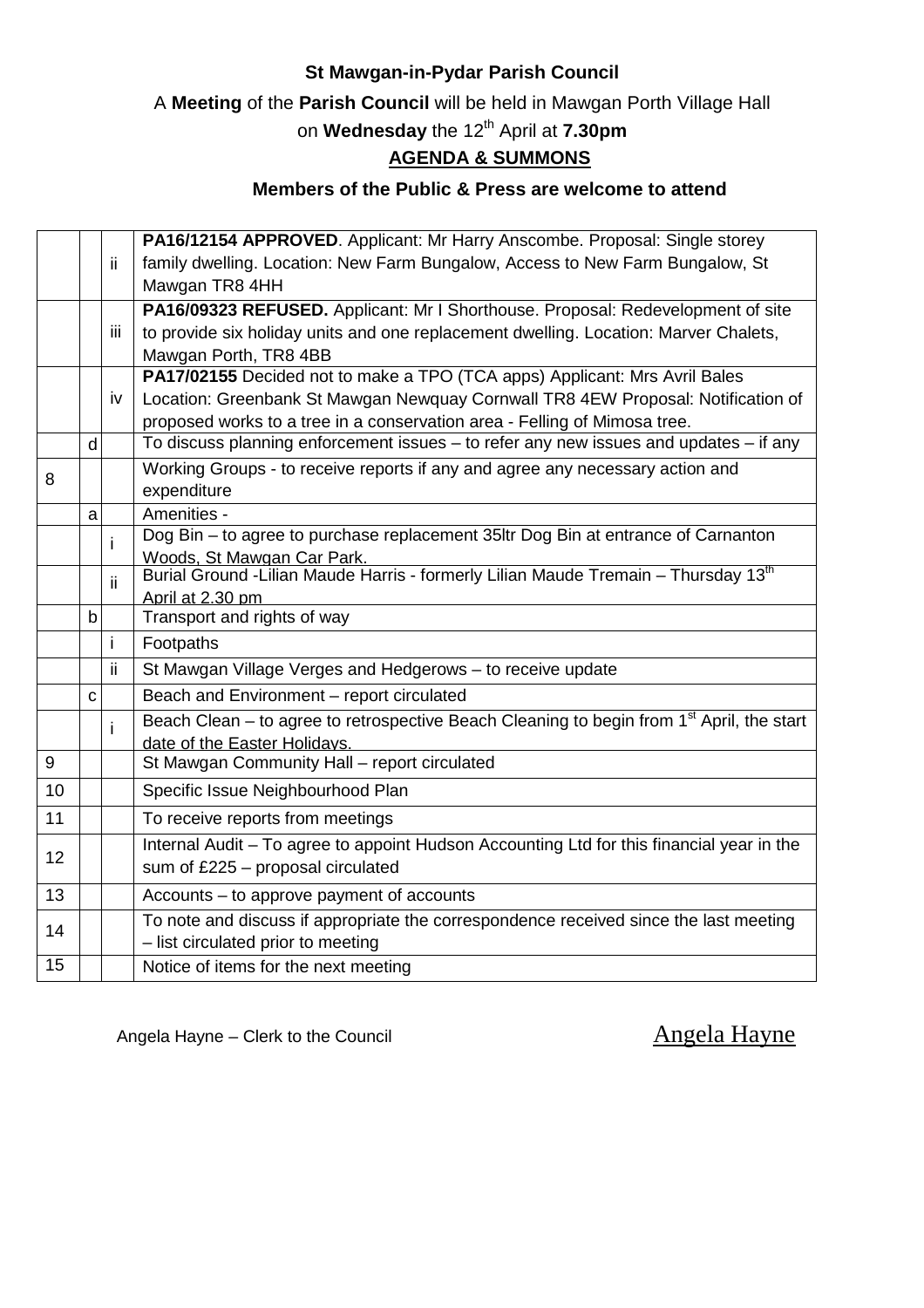**St Mawgan-in-Pydar Parish Council**

A **Meeting** of the **Parish Council** will be held in Mawgan Porth Village Hall

on **Wednesday** the 12th April at **7.30pm**

**AGENDA & SUMMONS**

**Members of the Public & Press are welcome to attend**

| | | | |
|---|---|---|---|
| | | ii | **PA16/12154 APPROVED**. Applicant: Mr Harry Anscombe. Proposal: Single storey family dwelling. Location: New Farm Bungalow, Access to New Farm Bungalow, St Mawgan TR8 4HH |
| | | iii | **PA16/09323 REFUSED.** Applicant: Mr I Shorthouse. Proposal: Redevelopment of site to provide six holiday units and one replacement dwelling. Location: Marver Chalets, Mawgan Porth, TR8 4BB |
| | | iv | **PA17/02155** Decided not to make a TPO (TCA apps) Applicant: Mrs Avril Bales Location: Greenbank St Mawgan Newquay Cornwall TR8 4EW Proposal: Notification of proposed works to a tree in a conservation area - Felling of Mimosa tree. |
| | d | | To discuss planning enforcement issues – to refer any new issues and updates – if any |
| 8 | | | Working Groups - to receive reports if any and agree any necessary action and expenditure |
| | a | | Amenities - |
| | | i | Dog Bin – to agree to purchase replacement 35ltr Dog Bin at entrance of Carnanton Woods, St Mawgan Car Park. |
| | | ii | Burial Ground -Lilian Maude Harris - formerly Lilian Maude Tremain – Thursday 13th April at 2.30 pm |
| | b | | Transport and rights of way |
| | | i | Footpaths |
| | | ii | St Mawgan Village Verges and Hedgerows – to receive update |
| | c | | Beach and Environment – report circulated |
| | | i | Beach Clean – to agree to retrospective Beach Cleaning to begin from 1st April, the start date of the Easter Holidays. |
| 9 | | | St Mawgan Community Hall – report circulated |
| 10 | | | Specific Issue Neighbourhood Plan |
| 11 | | | To receive reports from meetings |
| 12 | | | Internal Audit – To agree to appoint Hudson Accounting Ltd for this financial year in the sum of £225 – proposal circulated |
| 13 | | | Accounts – to approve payment of accounts |
| 14 | | | To note and discuss if appropriate the correspondence received since the last meeting – list circulated prior to meeting |
| 15 | | | Notice of items for the next meeting |

Angela Hayne – Clerk to the Council

Angela Hayne